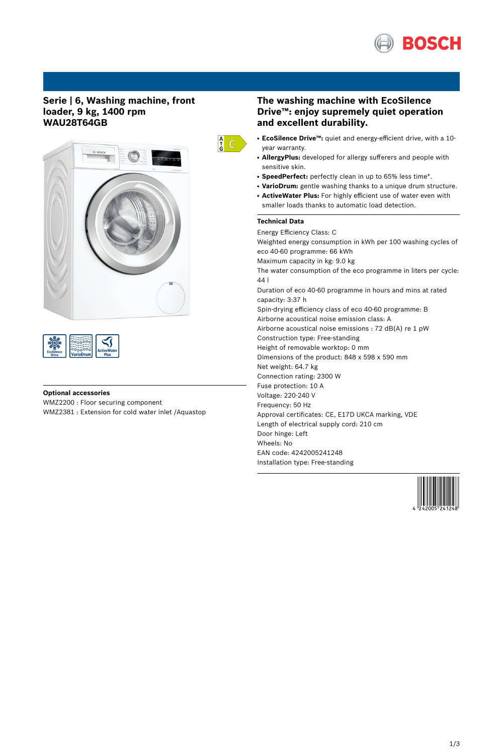# Serie | 6, Washing machine, front loader, 9 kg, 1400 rpm WAU28T64GB

## Optional accessories

WMZ2200 : Floor securing component
WMZ2381 : Extension for cold water inlet /Aquastop

## The washing machine with EcoSilence Drive™: enjoy supremely quiet operation and excellent durability.

- **EcoSilence Drive™:** quiet and energy-efficient drive, with a 10-year warranty.
- **AllergyPlus:** developed for allergy sufferers and people with sensitive skin.
- **SpeedPerfect:** perfectly clean in up to 65% less time*.
- **VarioDrum:** gentle washing thanks to a unique drum structure.
- **ActiveWater Plus:** For highly efficient use of water even with smaller loads thanks to automatic load detection.

## Technical Data

Energy Efficiency Class: C
Weighted energy consumption in kWh per 100 washing cycles of eco 40-60 programme: 66 kWh
Maximum capacity in kg: 9.0 kg
The water consumption of the eco programme in liters per cycle: 44 l
Duration of eco 40-60 programme in hours and mins at rated capacity: 3:37 h
Spin-drying efficiency class of eco 40-60 programme: B
Airborne acoustical noise emission class: A
Airborne acoustical noise emissions : 72 dB(A) re 1 pW
Construction type: Free-standing
Height of removable worktop: 0 mm
Dimensions of the product: 848 x 598 x 590 mm
Net weight: 64.7 kg
Connection rating: 2300 W
Fuse protection: 10 A
Voltage: 220-240 V
Frequency: 50 Hz
Approval certificates: CE, E17D UKCA marking, VDE
Length of electrical supply cord: 210 cm
Door hinge: Left
Wheels: No
EAN code: 4242005241248
Installation type: Free-standing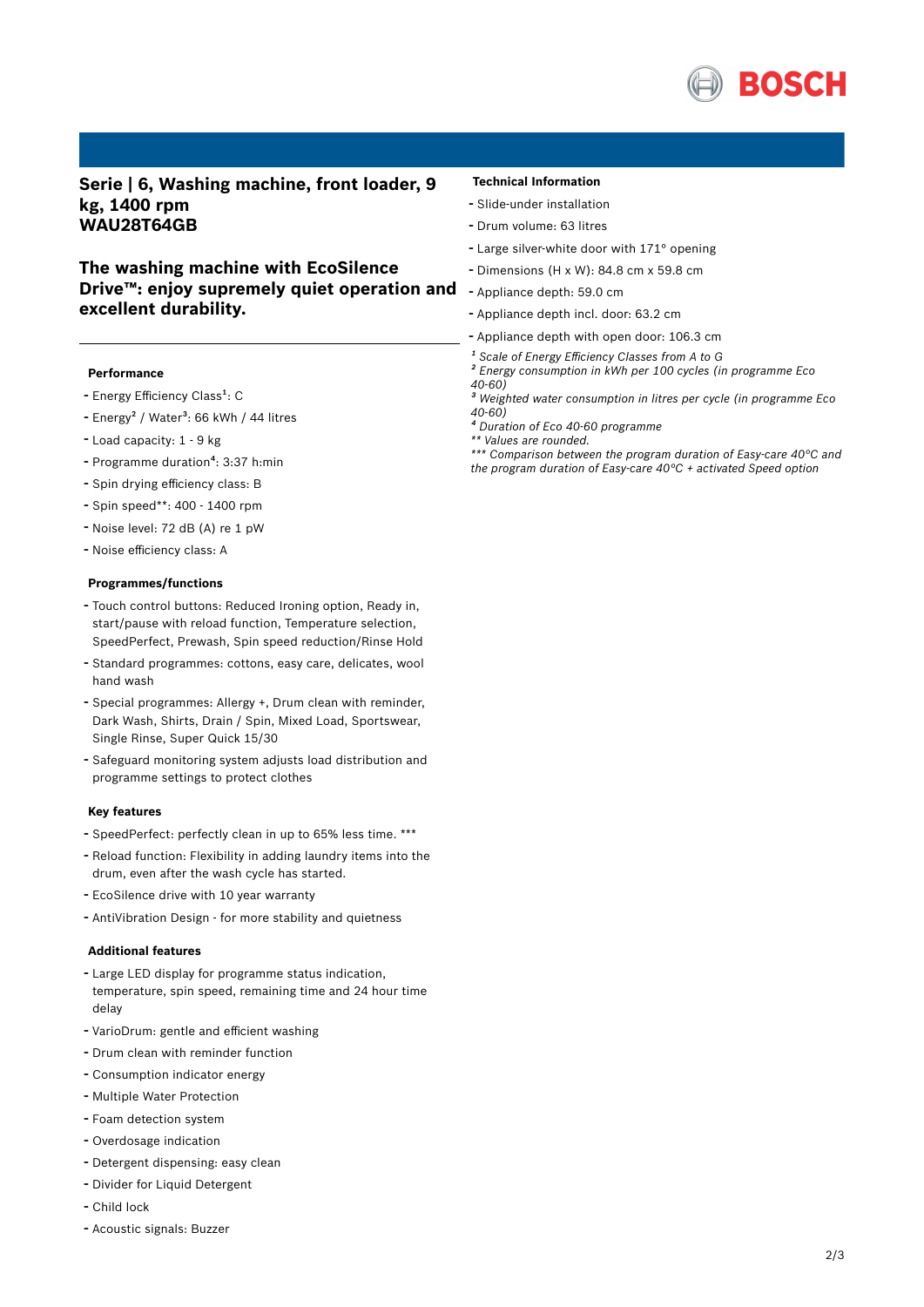# Serie | 6, Washing machine, front loader, 9 kg, 1400 rpm
# WAU28T64GB

## The washing machine with EcoSilence Drive™: enjoy supremely quiet operation and excellent durability.

### Performance

- Energy Efficiency Class[1]: C
- Energy[2] / Water[3]: 66 kWh / 44 litres
- Load capacity: 1 - 9 kg
- Programme duration[4]: 3:37 h:min
- Spin drying efficiency class: B
- Spin speed**: 400 - 1400 rpm
- Noise level: 72 dB (A) re 1 pW
- Noise efficiency class: A

### Programmes/functions

- Touch control buttons: Reduced Ironing option, Ready in, start/pause with reload function, Temperature selection, SpeedPerfect, Prewash, Spin speed reduction/Rinse Hold
- Standard programmes: cottons, easy care, delicates, wool hand wash
- Special programmes: Allergy +, Drum clean with reminder, Dark Wash, Shirts, Drain / Spin, Mixed Load, Sportswear, Single Rinse, Super Quick 15/30
- Safeguard monitoring system adjusts load distribution and programme settings to protect clothes

### Key features

- SpeedPerfect: perfectly clean in up to 65% less time. ***
- Reload function: Flexibility in adding laundry items into the drum, even after the wash cycle has started.
- EcoSilence drive with 10 year warranty
- AntiVibration Design - for more stability and quietness

### Additional features

- Large LED display for programme status indication, temperature, spin speed, remaining time and 24 hour time delay
- VarioDrum: gentle and efficient washing
- Drum clean with reminder function
- Consumption indicator energy
- Multiple Water Protection
- Foam detection system
- Overdosage indication
- Detergent dispensing: easy clean
- Divider for Liquid Detergent
- Child lock
- Acoustic signals: Buzzer

### Technical Information

- Slide-under installation
- Drum volume: 63 litres
- Large silver-white door with 171° opening
- Dimensions (H x W): 84.8 cm x 59.8 cm
- Appliance depth: 59.0 cm
- Appliance depth incl. door: 63.2 cm
- Appliance depth with open door: 106.3 cm

*[1] Scale of Energy Efficiency Classes from A to G*
*[2] Energy consumption in kWh per 100 cycles (in programme Eco 40-60)*
*[3] Weighted water consumption in litres per cycle (in programme Eco 40-60)*
*[4] Duration of Eco 40-60 programme*
*** Values are rounded.*
**** Comparison between the program duration of Easy-care 40°C and the program duration of Easy-care 40°C + activated Speed option*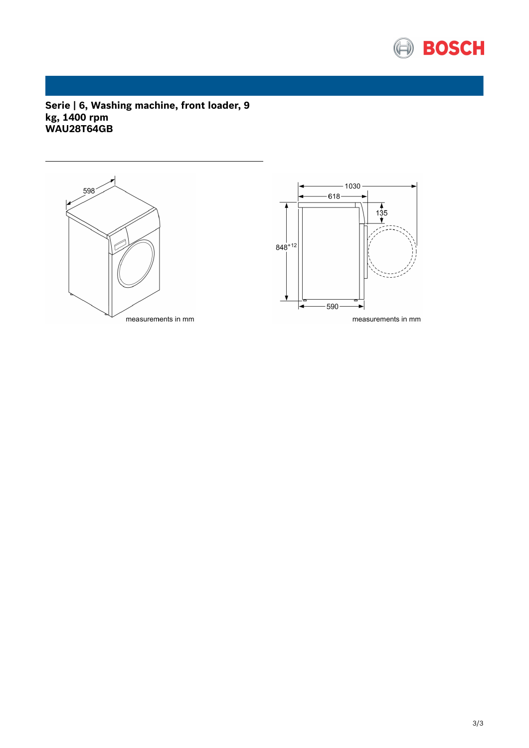**Serie | 6, Washing machine, front loader, 9 kg, 1400 rpm**
**WAU28T64GB**

598

measurements in mm

1030

618

135

848$^{+12}$

590

measurements in mm